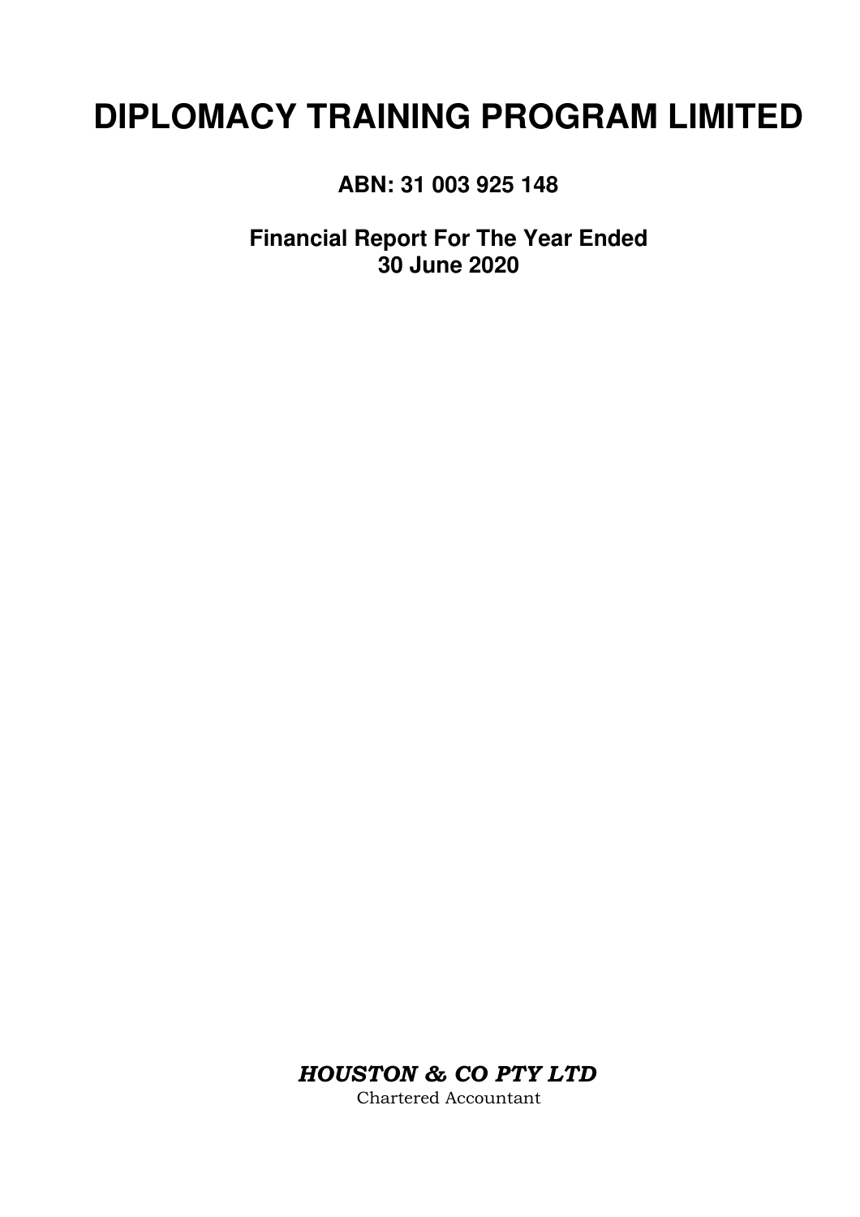# DIPLOMACY TRAINING PROGRAM LIMITED

**ABN: 31 003 925 148**

**Financial Report For The Year Ended 30 June 2020**

***HOUSTON & CO PTY LTD***

Chartered Accountant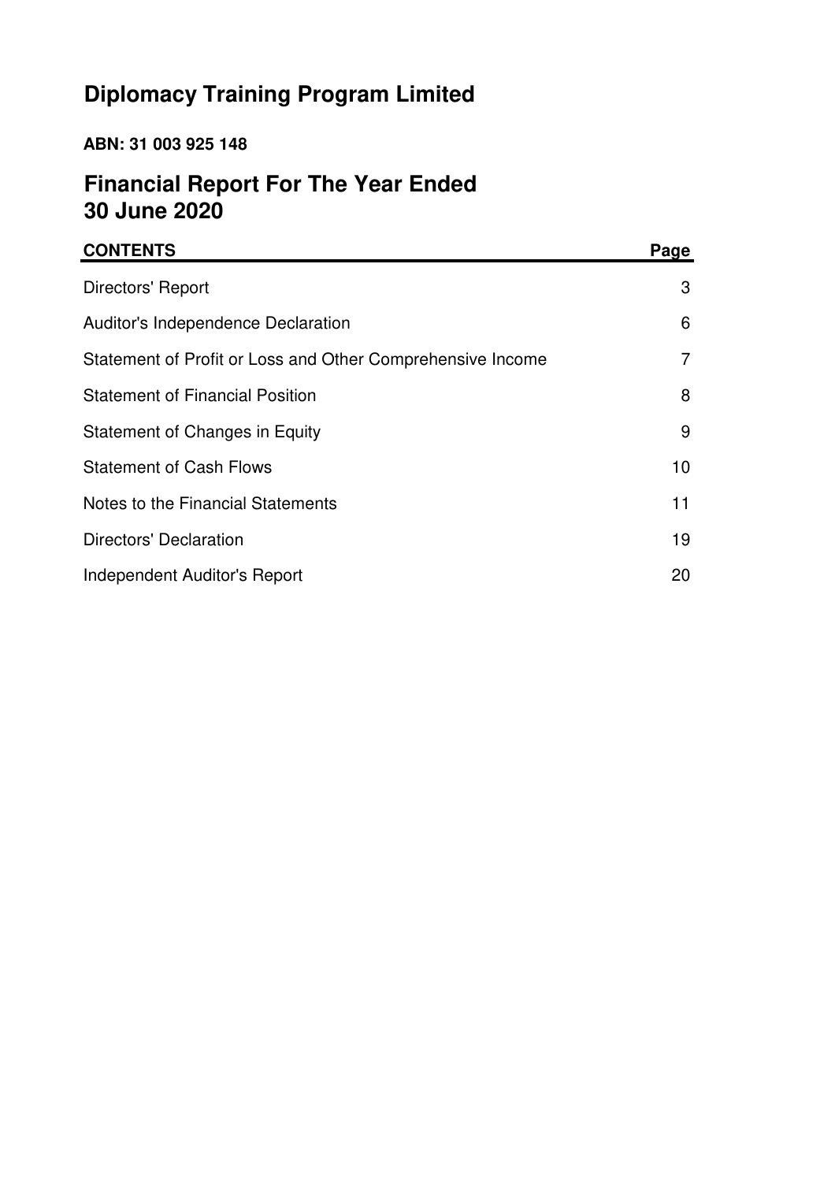# Diplomacy Training Program Limited

**ABN: 31 003 925 148**

## Financial Report For The Year Ended 30 June 2020

| CONTENTS | Page |
| --- | --- |
| Directors' Report | 3 |
| Auditor's Independence Declaration | 6 |
| Statement of Profit or Loss and Other Comprehensive Income | 7 |
| Statement of Financial Position | 8 |
| Statement of Changes in Equity | 9 |
| Statement of Cash Flows | 10 |
| Notes to the Financial Statements | 11 |
| Directors' Declaration | 19 |
| Independent Auditor's Report | 20 |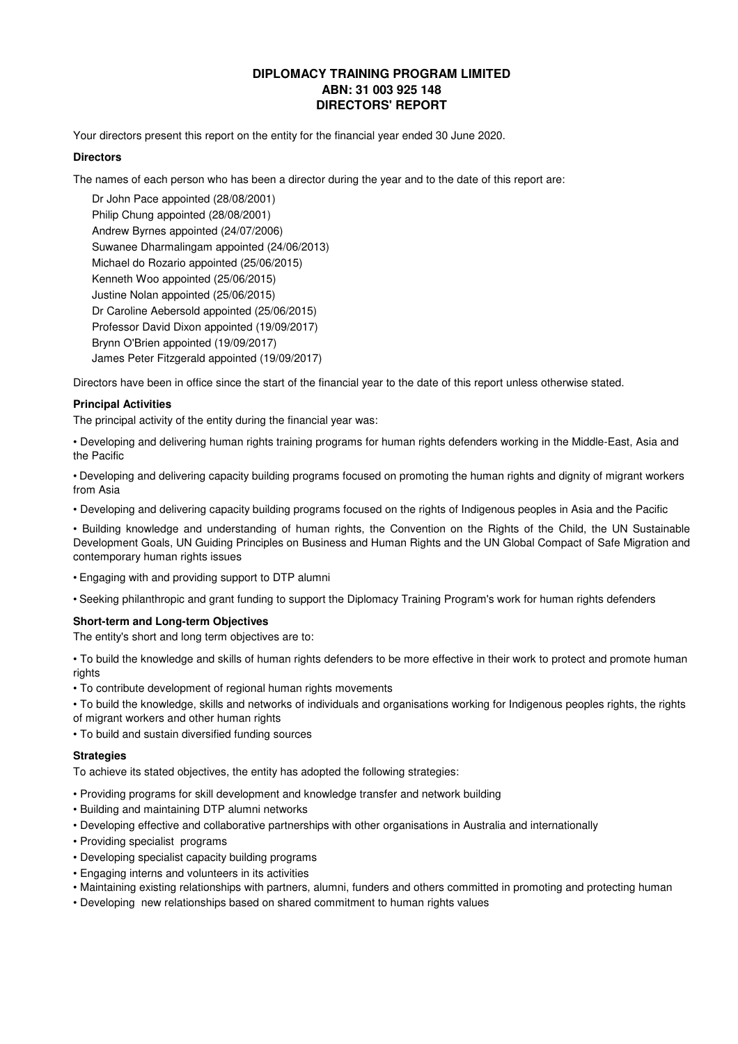# DIPLOMACY TRAINING PROGRAM LIMITED
## ABN: 31 003 925 148
## DIRECTORS' REPORT

Your directors present this report on the entity for the financial year ended 30 June 2020.

### Directors

The names of each person who has been a director during the year and to the date of this report are:

Dr John Pace appointed (28/08/2001)
Philip Chung appointed (28/08/2001)
Andrew Byrnes appointed (24/07/2006)
Suwanee Dharmalingam appointed (24/06/2013)
Michael do Rozario appointed (25/06/2015)
Kenneth Woo appointed (25/06/2015)
Justine Nolan appointed (25/06/2015)
Dr Caroline Aebersold appointed (25/06/2015)
Professor David Dixon appointed (19/09/2017)
Brynn O'Brien appointed (19/09/2017)
James Peter Fitzgerald appointed (19/09/2017)

Directors have been in office since the start of the financial year to the date of this report unless otherwise stated.

### Principal Activities

The principal activity of the entity during the financial year was:

• Developing and delivering human rights training programs for human rights defenders working in the Middle-East, Asia and the Pacific

• Developing and delivering capacity building programs focused on promoting the human rights and dignity of migrant workers from Asia

• Developing and delivering capacity building programs focused on the rights of Indigenous peoples in Asia and the Pacific

• Building knowledge and understanding of human rights, the Convention on the Rights of the Child, the UN Sustainable Development Goals, UN Guiding Principles on Business and Human Rights and the UN Global Compact of Safe Migration and contemporary human rights issues

• Engaging with and providing support to DTP alumni

• Seeking philanthropic and grant funding to support the Diplomacy Training Program's work for human rights defenders

### Short-term and Long-term Objectives

The entity's short and long term objectives are to:

• To build the knowledge and skills of human rights defenders to be more effective in their work to protect and promote human rights
• To contribute development of regional human rights movements
• To build the knowledge, skills and networks of individuals and organisations working for Indigenous peoples rights, the rights of migrant workers and other human rights
• To build and sustain diversified funding sources

### Strategies

To achieve its stated objectives, the entity has adopted the following strategies:

• Providing programs for skill development and knowledge transfer and network building
• Building and maintaining DTP alumni networks
• Developing effective and collaborative partnerships with other organisations in Australia and internationally
• Providing specialist programs
• Developing specialist capacity building programs
• Engaging interns and volunteers in its activities
• Maintaining existing relationships with partners, alumni, funders and others committed in promoting and protecting human
• Developing new relationships based on shared commitment to human rights values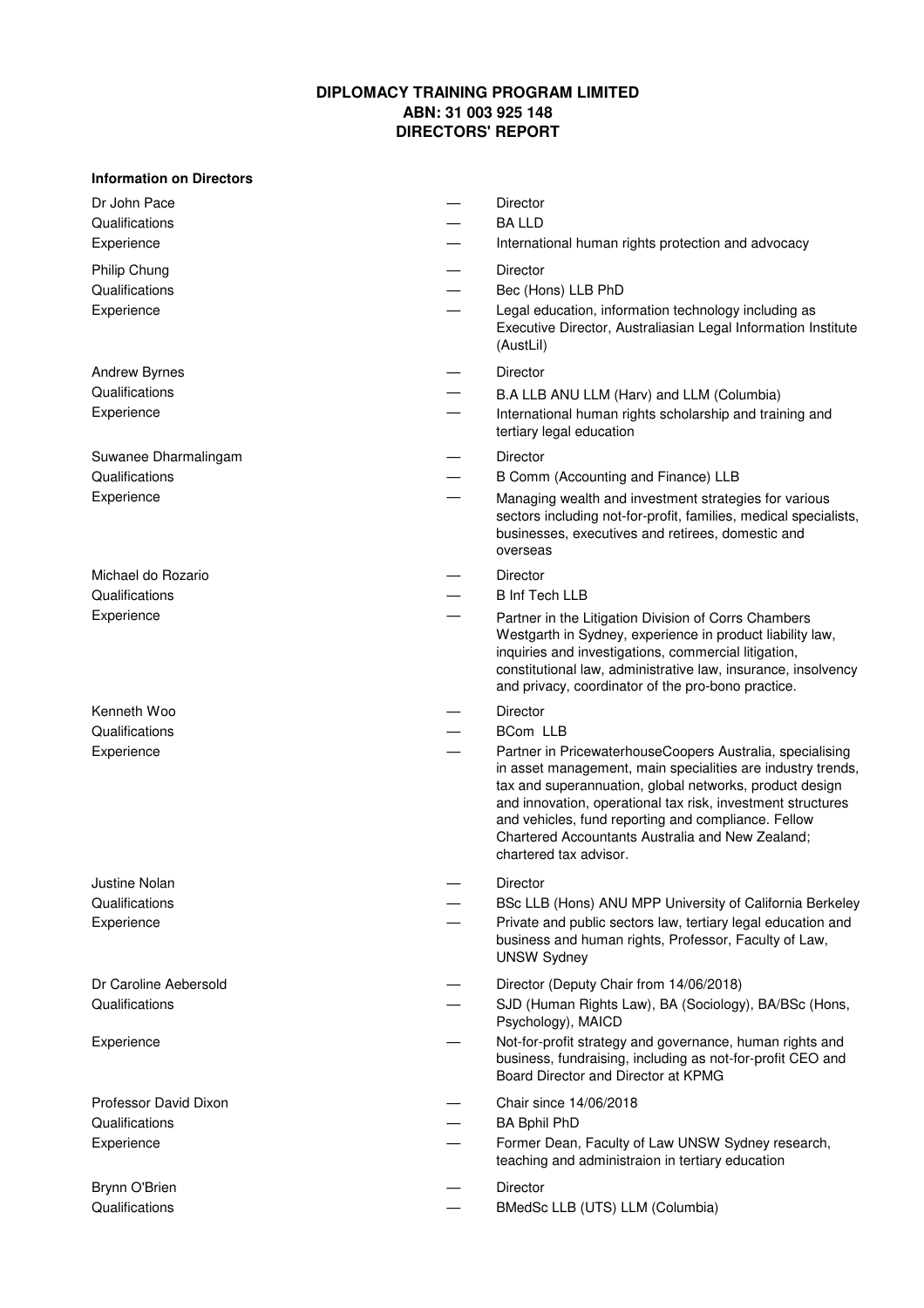**DIPLOMACY TRAINING PROGRAM LIMITED**
**ABN: 31 003 925 148**
**DIRECTORS' REPORT**

**Information on Directors**

| | | |
|---|---|---|
| Dr John Pace | — | Director |
| Qualifications | — | BA LLD |
| Experience | — | International human rights protection and advocacy |
| Philip Chung | — | Director |
| Qualifications | — | Bec (Hons) LLB PhD |
| Experience | — | Legal education, information technology including as Executive Director, Australiasian Legal Information Institute (AustLiI) |
| Andrew Byrnes | — | Director |
| Qualifications | — | B.A LLB ANU LLM (Harv) and LLM (Columbia) |
| Experience | — | International human rights scholarship and training and tertiary legal education |
| Suwanee Dharmalingam | — | Director |
| Qualifications | — | B Comm (Accounting and Finance) LLB |
| Experience | — | Managing wealth and investment strategies for various sectors including not-for-profit, families, medical specialists, businesses, executives and retirees, domestic and overseas |
| Michael do Rozario | — | Director |
| Qualifications | — | B Inf Tech LLB |
| Experience | — | Partner in the Litigation Division of Corrs Chambers Westgarth in Sydney, experience in product liability law, inquiries and investigations, commercial litigation, constitutional law, administrative law, insurance, insolvency and privacy, coordinator of the pro-bono practice. |
| Kenneth Woo | — | Director |
| Qualifications | — | BCom LLB |
| Experience | — | Partner in PricewaterhouseCoopers Australia, specialising in asset management, main specialities are industry trends, tax and superannuation, global networks, product design and innovation, operational tax risk, investment structures and vehicles, fund reporting and compliance. Fellow Chartered Accountants Australia and New Zealand; chartered tax advisor. |
| Justine Nolan | — | Director |
| Qualifications | — | BSc LLB (Hons) ANU MPP University of California Berkeley |
| Experience | — | Private and public sectors law, tertiary legal education and business and human rights, Professor, Faculty of Law, UNSW Sydney |
| Dr Caroline Aebersold | — | Director (Deputy Chair from 14/06/2018) |
| Qualifications | — | SJD (Human Rights Law), BA (Sociology), BA/BSc (Hons, Psychology), MAICD |
| Experience | — | Not-for-profit strategy and governance, human rights and business, fundraising, including as not-for-profit CEO and Board Director and Director at KPMG |
| Professor David Dixon | — | Chair since 14/06/2018 |
| Qualifications | — | BA Bphil PhD |
| Experience | — | Former Dean, Faculty of Law UNSW Sydney research, teaching and administraion in tertiary education |
| Brynn O'Brien | — | Director |
| Qualifications | — | BMedSc LLB (UTS) LLM (Columbia) |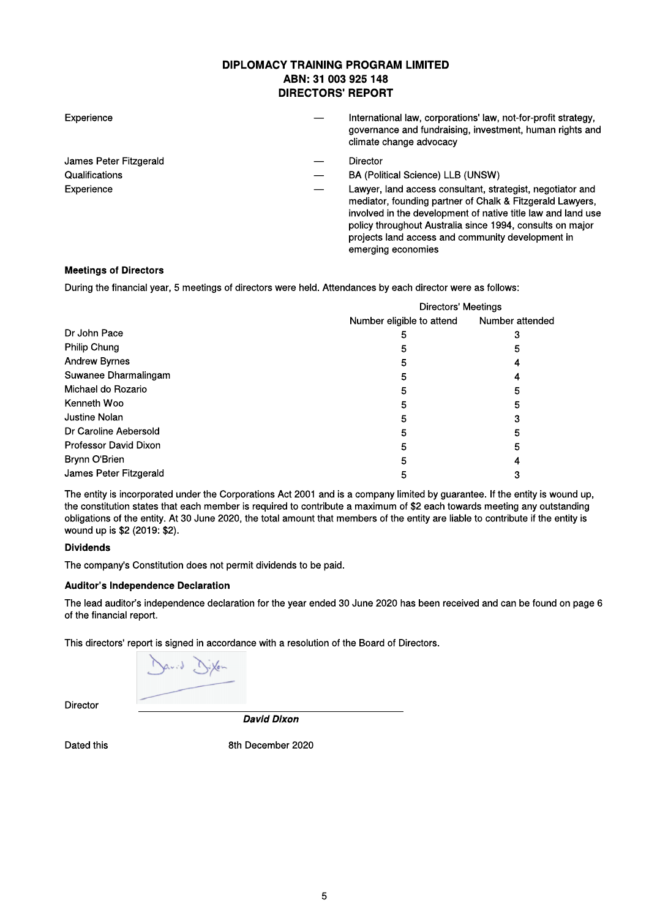# DIPLOMACY TRAINING PROGRAM LIMITED
## ABN: 31 003 925 148
## DIRECTORS' REPORT

| | | |
|---|---|---|
| Experience | — | International law, corporations' law, not-for-profit strategy, governance and fundraising, investment, human rights and climate change advocacy |
| James Peter Fitzgerald | — | Director |
| Qualifications | — | BA (Political Science) LLB (UNSW) |
| Experience | — | Lawyer, land access consultant, strategist, negotiator and mediator, founding partner of Chalk & Fitzgerald Lawyers, involved in the development of native title law and land use policy throughout Australia since 1994, consults on major projects land access and community development in emerging economies |

### Meetings of Directors

During the financial year, 5 meetings of directors were held. Attendances by each director were as follows:

| | Directors' Meetings | |
|---|---|---|
| | Number eligible to attend | Number attended |
| Dr John Pace | 5 | 3 |
| Philip Chung | 5 | 5 |
| Andrew Byrnes | 5 | 4 |
| Suwanee Dharmalingam | 5 | 4 |
| Michael do Rozario | 5 | 5 |
| Kenneth Woo | 5 | 5 |
| Justine Nolan | 5 | 3 |
| Dr Caroline Aebersold | 5 | 5 |
| Professor David Dixon | 5 | 5 |
| Brynn O'Brien | 5 | 4 |
| James Peter Fitzgerald | 5 | 3 |

The entity is incorporated under the Corporations Act 2001 and is a company limited by guarantee. If the entity is wound up, the constitution states that each member is required to contribute a maximum of $2 each towards meeting any outstanding obligations of the entity. At 30 June 2020, the total amount that members of the entity are liable to contribute if the entity is wound up is $2 (2019: $2).

### Dividends

The company's Constitution does not permit dividends to be paid.

### Auditor's Independence Declaration

The lead auditor's independence declaration for the year ended 30 June 2020 has been received and can be found on page 6 of the financial report.

This directors' report is signed in accordance with a resolution of the Board of Directors.

Director

***David Dixon***

Dated this 8th December 2020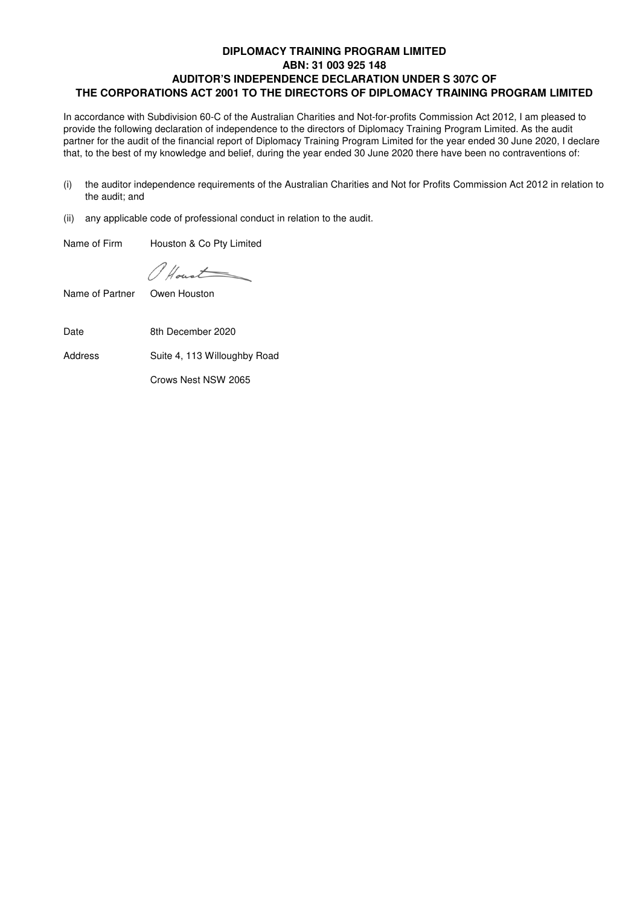**DIPLOMACY TRAINING PROGRAM LIMITED**
**ABN: 31 003 925 148**
**AUDITOR'S INDEPENDENCE DECLARATION UNDER S 307C OF THE CORPORATIONS ACT 2001 TO THE DIRECTORS OF DIPLOMACY TRAINING PROGRAM LIMITED**

In accordance with Subdivision 60-C of the Australian Charities and Not-for-profits Commission Act 2012, I am pleased to provide the following declaration of independence to the directors of Diplomacy Training Program Limited. As the audit partner for the audit of the financial report of Diplomacy Training Program Limited for the year ended 30 June 2020, I declare that, to the best of my knowledge and belief, during the year ended 30 June 2020 there have been no contraventions of:

(i) the auditor independence requirements of the Australian Charities and Not for Profits Commission Act 2012 in relation to the audit; and

(ii) any applicable code of professional conduct in relation to the audit.

Name of Firm Houston & Co Pty Limited

Name of Partner Owen Houston

Date 8th December 2020

Address Suite 4, 113 Willoughby Road

Crows Nest NSW 2065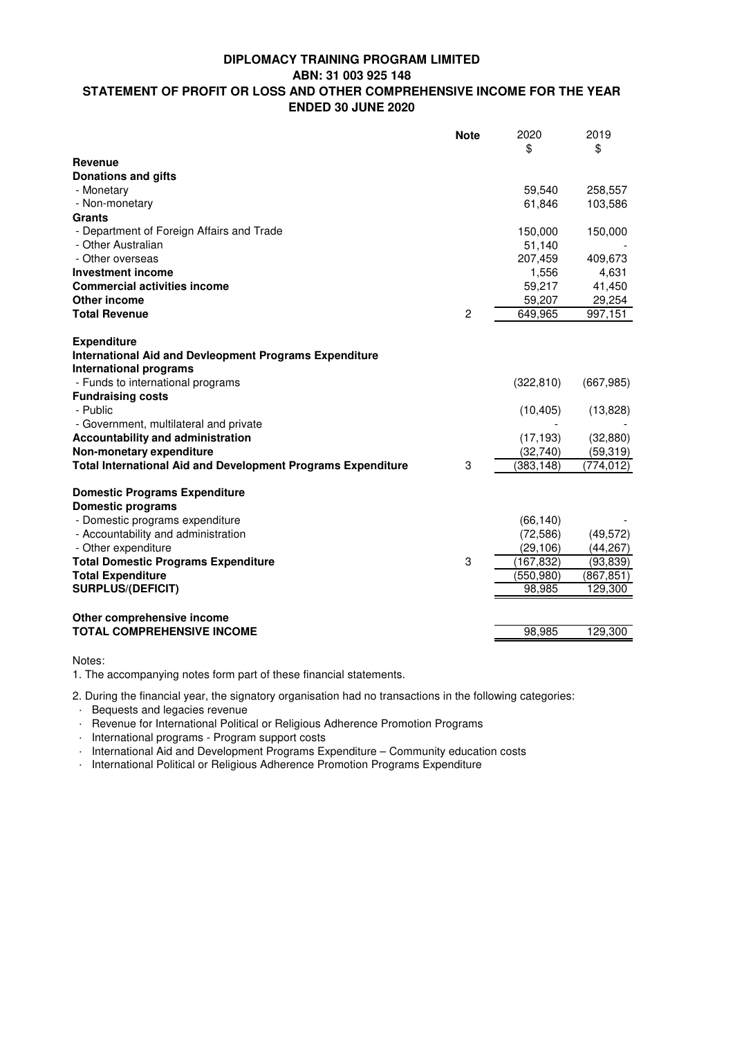# DIPLOMACY TRAINING PROGRAM LIMITED
## ABN: 31 003 925 148
## STATEMENT OF PROFIT OR LOSS AND OTHER COMPREHENSIVE INCOME FOR THE YEAR ENDED 30 JUNE 2020

| | Note | 2020<br>$ | 2019<br>$ |
|---|---|---|---|
| **Revenue** | | | |
| **Donations and gifts** | | | |
| - Monetary | | 59,540 | 258,557 |
| - Non-monetary | | 61,846 | 103,586 |
| **Grants** | | | |
| - Department of Foreign Affairs and Trade | | 150,000 | 150,000 |
| - Other Australian | | 51,140 | - |
| - Other overseas | | 207,459 | 409,673 |
| **Investment income** | | 1,556 | 4,631 |
| **Commercial activities income** | | 59,217 | 41,450 |
| **Other income** | | 59,207 | 29,254 |
| **Total Revenue** | 2 | 649,965 | 997,151 |
| | | | |
| **Expenditure** | | | |
| **International Aid and Devleopment Programs Expenditure** | | | |
| **International programs** | | | |
| - Funds to international programs | | (322,810) | (667,985) |
| **Fundraising costs** | | | |
| - Public | | (10,405) | (13,828) |
| - Government, multilateral and private | | - | - |
| **Accountability and administration** | | (17,193) | (32,880) |
| **Non-monetary expenditure** | | (32,740) | (59,319) |
| **Total International Aid and Development Programs Expenditure** | 3 | (383,148) | (774,012) |
| | | | |
| **Domestic Programs Expenditure** | | | |
| **Domestic programs** | | | |
| - Domestic programs expenditure | | (66,140) | - |
| - Accountability and administration | | (72,586) | (49,572) |
| - Other expenditure | | (29,106) | (44,267) |
| **Total Domestic Programs Expenditure** | 3 | (167,832) | (93,839) |
| **Total Expenditure** | | (550,980) | (867,851) |
| **SURPLUS/(DEFICIT)** | | 98,985 | 129,300 |
| | | | |
| **Other comprehensive income** | | | |
| **TOTAL COMPREHENSIVE INCOME** | | 98,985 | 129,300 |

Notes:

1. The accompanying notes form part of these financial statements.

2. During the financial year, the signatory organisation had no transactions in the following categories:
   - Bequests and legacies revenue
   - Revenue for International Political or Religious Adherence Promotion Programs
   - International programs - Program support costs
   - International Aid and Development Programs Expenditure – Community education costs
   - International Political or Religious Adherence Promotion Programs Expenditure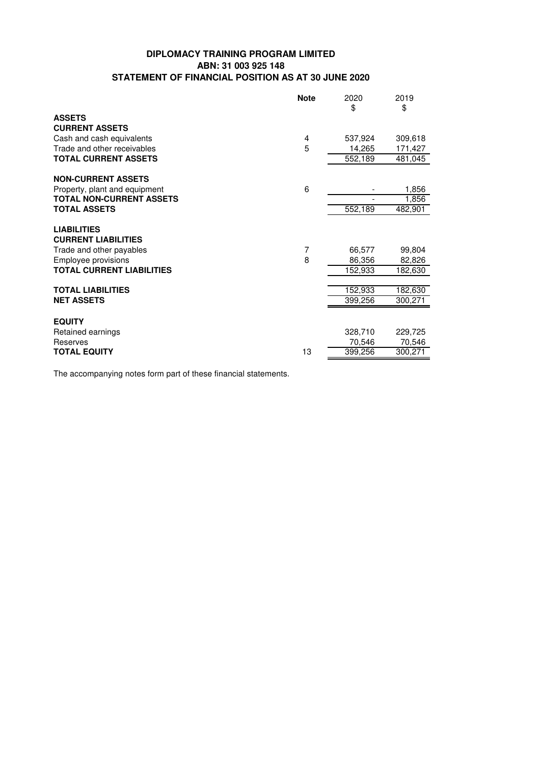# DIPLOMACY TRAINING PROGRAM LIMITED
## ABN: 31 003 925 148
## STATEMENT OF FINANCIAL POSITION AS AT 30 JUNE 2020

| | Note | 2020<br>$ | 2019<br>$ |
|---|---|---|---|
| **ASSETS** | | | |
| **CURRENT ASSETS** | | | |
| Cash and cash equivalents | 4 | 537,924 | 309,618 |
| Trade and other receivables | 5 | 14,265 | 171,427 |
| **TOTAL CURRENT ASSETS** | | 552,189 | 481,045 |
| | | | |
| **NON-CURRENT ASSETS** | | | |
| Property, plant and equipment | 6 | - | 1,856 |
| **TOTAL NON-CURRENT ASSETS** | | - | 1,856 |
| **TOTAL ASSETS** | | 552,189 | 482,901 |
| | | | |
| **LIABILITIES** | | | |
| **CURRENT LIABILITIES** | | | |
| Trade and other payables | 7 | 66,577 | 99,804 |
| Employee provisions | 8 | 86,356 | 82,826 |
| **TOTAL CURRENT LIABILITIES** | | 152,933 | 182,630 |
| | | | |
| **TOTAL LIABILITIES** | | 152,933 | 182,630 |
| **NET ASSETS** | | 399,256 | 300,271 |
| | | | |
| **EQUITY** | | | |
| Retained earnings | | 328,710 | 229,725 |
| Reserves | | 70,546 | 70,546 |
| **TOTAL EQUITY** | 13 | 399,256 | 300,271 |

The accompanying notes form part of these financial statements.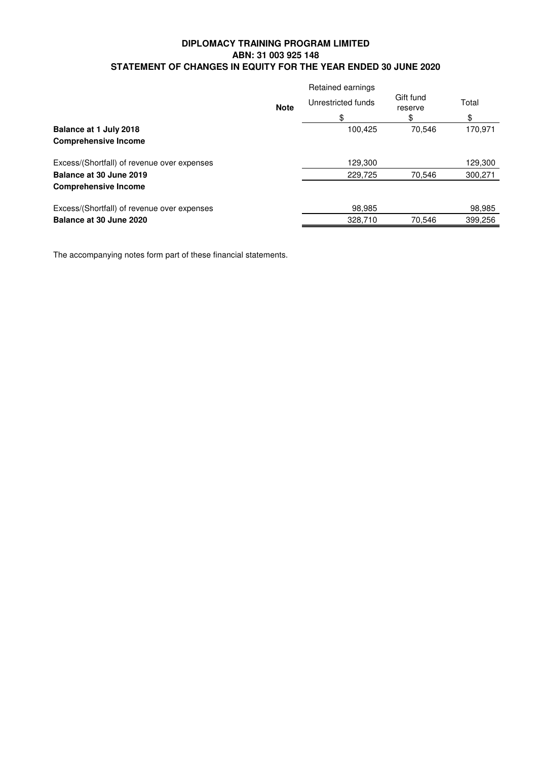# DIPLOMACY TRAINING PROGRAM LIMITED
## ABN: 31 003 925 148
## STATEMENT OF CHANGES IN EQUITY FOR THE YEAR ENDED 30 JUNE 2020

| | Note | Retained earnings<br>Unrestricted funds | Gift fund reserve | Total |
|---|---|---|---|---|
| | | $ | $ | $ |
| **Balance at 1 July 2018** | | 100,425 | 70,546 | 170,971 |
| **Comprehensive Income** | | | | |
| Excess/(Shortfall) of revenue over expenses | | 129,300 | | 129,300 |
| **Balance at 30 June 2019** | | 229,725 | 70,546 | 300,271 |
| **Comprehensive Income** | | | | |
| Excess/(Shortfall) of revenue over expenses | | 98,985 | | 98,985 |
| **Balance at 30 June 2020** | | 328,710 | 70,546 | 399,256 |

The accompanying notes form part of these financial statements.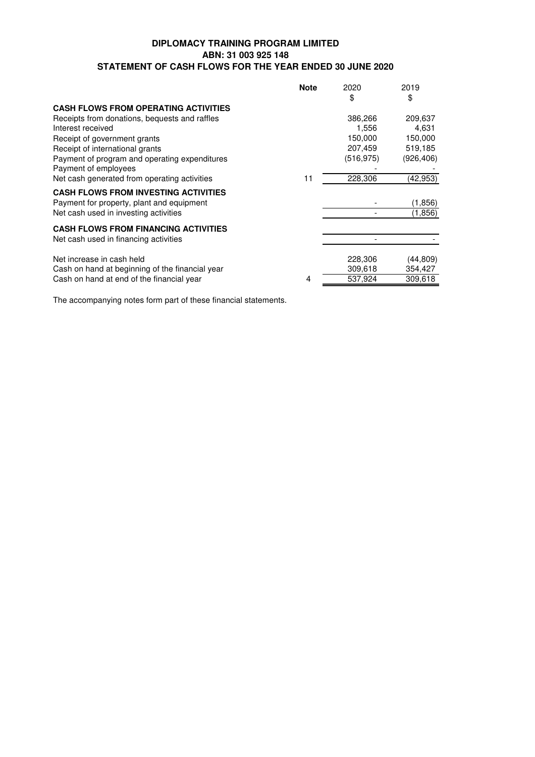# DIPLOMACY TRAINING PROGRAM LIMITED
## ABN: 31 003 925 148
## STATEMENT OF CASH FLOWS FOR THE YEAR ENDED 30 JUNE 2020

| | Note | 2020 | 2019 |
|---|---|---|---|
| | | $ | $ |
| **CASH FLOWS FROM OPERATING ACTIVITIES** | | | |
| Receipts from donations, bequests and raffles | | 386,266 | 209,637 |
| Interest received | | 1,556 | 4,631 |
| Receipt of government grants | | 150,000 | 150,000 |
| Receipt of international grants | | 207,459 | 519,185 |
| Payment of program and operating expenditures | | (516,975) | (926,406) |
| Payment of employees | | - | - |
| Net cash generated from operating activities | 11 | 228,306 | (42,953) |
| **CASH FLOWS FROM INVESTING ACTIVITIES** | | | |
| Payment for property, plant and equipment | | - | (1,856) |
| Net cash used in investing activities | | - | (1,856) |
| **CASH FLOWS FROM FINANCING ACTIVITIES** | | | |
| Net cash used in financing activities | | - | - |
| Net increase in cash held | | 228,306 | (44,809) |
| Cash on hand at beginning of the financial year | | 309,618 | 354,427 |
| Cash on hand at end of the financial year | 4 | 537,924 | 309,618 |

The accompanying notes form part of these financial statements.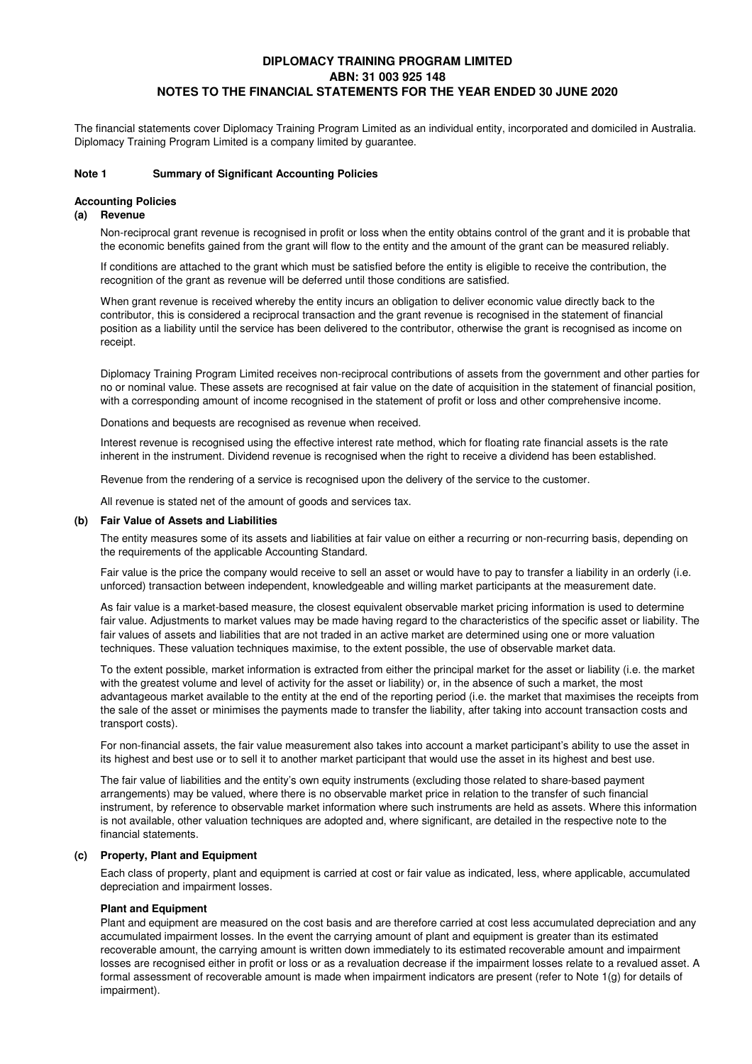**DIPLOMACY TRAINING PROGRAM LIMITED**
**ABN: 31 003 925 148**
**NOTES TO THE FINANCIAL STATEMENTS FOR THE YEAR ENDED 30 JUNE 2020**

The financial statements cover Diplomacy Training Program Limited as an individual entity, incorporated and domiciled in Australia. Diplomacy Training Program Limited is a company limited by guarantee.

## Note 1 Summary of Significant Accounting Policies

### Accounting Policies

#### (a) Revenue

Non-reciprocal grant revenue is recognised in profit or loss when the entity obtains control of the grant and it is probable that the economic benefits gained from the grant will flow to the entity and the amount of the grant can be measured reliably.

If conditions are attached to the grant which must be satisfied before the entity is eligible to receive the contribution, the recognition of the grant as revenue will be deferred until those conditions are satisfied.

When grant revenue is received whereby the entity incurs an obligation to deliver economic value directly back to the contributor, this is considered a reciprocal transaction and the grant revenue is recognised in the statement of financial position as a liability until the service has been delivered to the contributor, otherwise the grant is recognised as income on receipt.

Diplomacy Training Program Limited receives non-reciprocal contributions of assets from the government and other parties for no or nominal value. These assets are recognised at fair value on the date of acquisition in the statement of financial position, with a corresponding amount of income recognised in the statement of profit or loss and other comprehensive income.

Donations and bequests are recognised as revenue when received.

Interest revenue is recognised using the effective interest rate method, which for floating rate financial assets is the rate inherent in the instrument. Dividend revenue is recognised when the right to receive a dividend has been established.

Revenue from the rendering of a service is recognised upon the delivery of the service to the customer.

All revenue is stated net of the amount of goods and services tax.

#### (b) Fair Value of Assets and Liabilities

The entity measures some of its assets and liabilities at fair value on either a recurring or non-recurring basis, depending on the requirements of the applicable Accounting Standard.

Fair value is the price the company would receive to sell an asset or would have to pay to transfer a liability in an orderly (i.e. unforced) transaction between independent, knowledgeable and willing market participants at the measurement date.

As fair value is a market-based measure, the closest equivalent observable market pricing information is used to determine fair value. Adjustments to market values may be made having regard to the characteristics of the specific asset or liability. The fair values of assets and liabilities that are not traded in an active market are determined using one or more valuation techniques. These valuation techniques maximise, to the extent possible, the use of observable market data.

To the extent possible, market information is extracted from either the principal market for the asset or liability (i.e. the market with the greatest volume and level of activity for the asset or liability) or, in the absence of such a market, the most advantageous market available to the entity at the end of the reporting period (i.e. the market that maximises the receipts from the sale of the asset or minimises the payments made to transfer the liability, after taking into account transaction costs and transport costs).

For non-financial assets, the fair value measurement also takes into account a market participant's ability to use the asset in its highest and best use or to sell it to another market participant that would use the asset in its highest and best use.

The fair value of liabilities and the entity's own equity instruments (excluding those related to share-based payment arrangements) may be valued, where there is no observable market price in relation to the transfer of such financial instrument, by reference to observable market information where such instruments are held as assets. Where this information is not available, other valuation techniques are adopted and, where significant, are detailed in the respective note to the financial statements.

#### (c) Property, Plant and Equipment

Each class of property, plant and equipment is carried at cost or fair value as indicated, less, where applicable, accumulated depreciation and impairment losses.

**Plant and Equipment**

Plant and equipment are measured on the cost basis and are therefore carried at cost less accumulated depreciation and any accumulated impairment losses. In the event the carrying amount of plant and equipment is greater than its estimated recoverable amount, the carrying amount is written down immediately to its estimated recoverable amount and impairment losses are recognised either in profit or loss or as a revaluation decrease if the impairment losses relate to a revalued asset. A formal assessment of recoverable amount is made when impairment indicators are present (refer to Note 1(g) for details of impairment).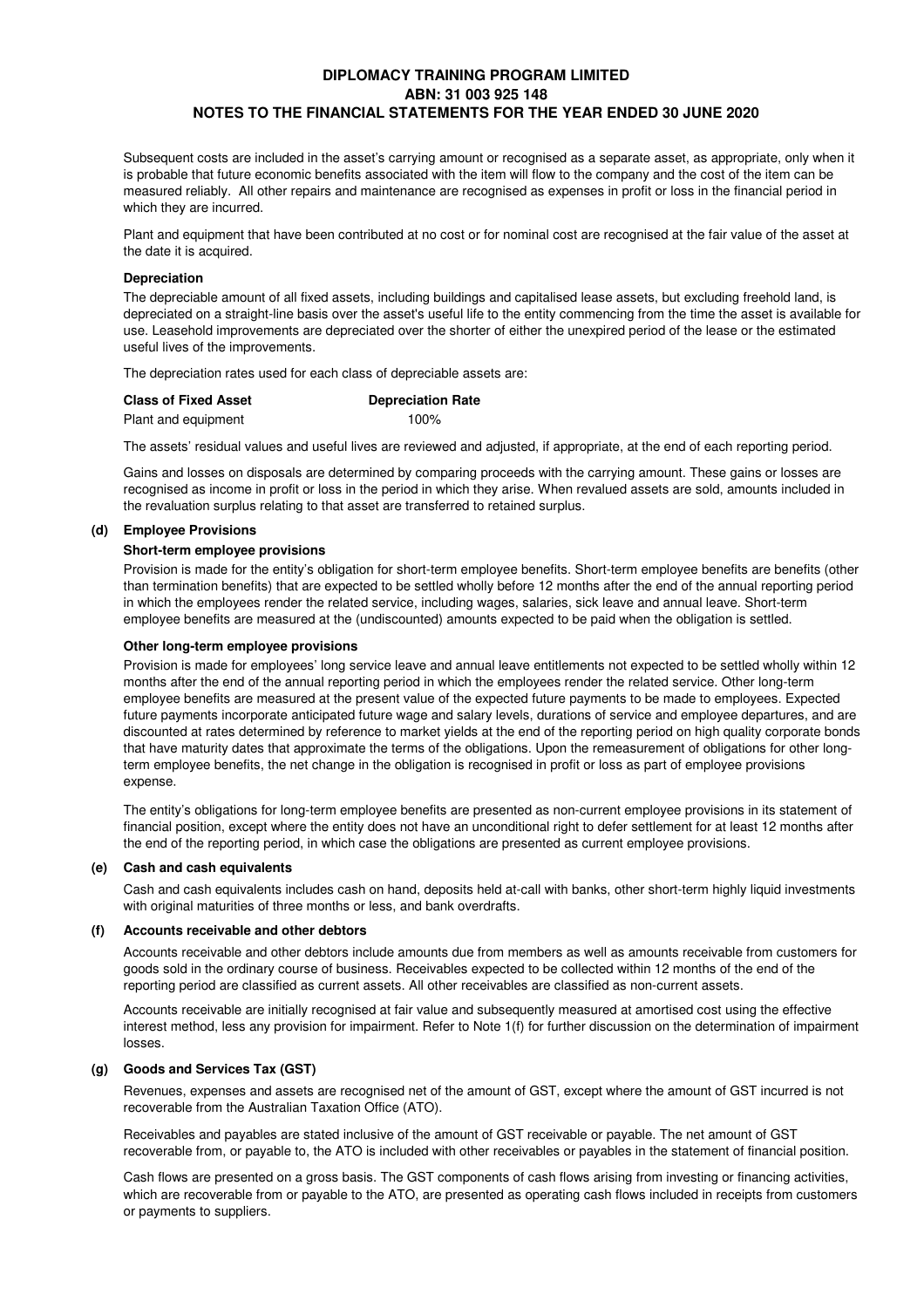Subsequent costs are included in the asset's carrying amount or recognised as a separate asset, as appropriate, only when it is probable that future economic benefits associated with the item will flow to the company and the cost of the item can be measured reliably. All other repairs and maintenance are recognised as expenses in profit or loss in the financial period in which they are incurred.

Plant and equipment that have been contributed at no cost or for nominal cost are recognised at the fair value of the asset at the date it is acquired.

**Depreciation**

The depreciable amount of all fixed assets, including buildings and capitalised lease assets, but excluding freehold land, is depreciated on a straight-line basis over the asset's useful life to the entity commencing from the time the asset is available for use. Leasehold improvements are depreciated over the shorter of either the unexpired period of the lease or the estimated useful lives of the improvements.

The depreciation rates used for each class of depreciable assets are:

| Class of Fixed Asset | Depreciation Rate |
|---|---|
| Plant and equipment | 100% |

The assets' residual values and useful lives are reviewed and adjusted, if appropriate, at the end of each reporting period.

Gains and losses on disposals are determined by comparing proceeds with the carrying amount. These gains or losses are recognised as income in profit or loss in the period in which they arise. When revalued assets are sold, amounts included in the revaluation surplus relating to that asset are transferred to retained surplus.

### (d) Employee Provisions

**Short-term employee provisions**

Provision is made for the entity's obligation for short-term employee benefits. Short-term employee benefits are benefits (other than termination benefits) that are expected to be settled wholly before 12 months after the end of the annual reporting period in which the employees render the related service, including wages, salaries, sick leave and annual leave. Short-term employee benefits are measured at the (undiscounted) amounts expected to be paid when the obligation is settled.

**Other long-term employee provisions**

Provision is made for employees' long service leave and annual leave entitlements not expected to be settled wholly within 12 months after the end of the annual reporting period in which the employees render the related service. Other long-term employee benefits are measured at the present value of the expected future payments to be made to employees. Expected future payments incorporate anticipated future wage and salary levels, durations of service and employee departures, and are discounted at rates determined by reference to market yields at the end of the reporting period on high quality corporate bonds that have maturity dates that approximate the terms of the obligations. Upon the remeasurement of obligations for other long-term employee benefits, the net change in the obligation is recognised in profit or loss as part of employee provisions expense.

The entity's obligations for long-term employee benefits are presented as non-current employee provisions in its statement of financial position, except where the entity does not have an unconditional right to defer settlement for at least 12 months after the end of the reporting period, in which case the obligations are presented as current employee provisions.

### (e) Cash and cash equivalents

Cash and cash equivalents includes cash on hand, deposits held at-call with banks, other short-term highly liquid investments with original maturities of three months or less, and bank overdrafts.

### (f) Accounts receivable and other debtors

Accounts receivable and other debtors include amounts due from members as well as amounts receivable from customers for goods sold in the ordinary course of business. Receivables expected to be collected within 12 months of the end of the reporting period are classified as current assets. All other receivables are classified as non-current assets.

Accounts receivable are initially recognised at fair value and subsequently measured at amortised cost using the effective interest method, less any provision for impairment. Refer to Note 1(f) for further discussion on the determination of impairment losses.

### (g) Goods and Services Tax (GST)

Revenues, expenses and assets are recognised net of the amount of GST, except where the amount of GST incurred is not recoverable from the Australian Taxation Office (ATO).

Receivables and payables are stated inclusive of the amount of GST receivable or payable. The net amount of GST recoverable from, or payable to, the ATO is included with other receivables or payables in the statement of financial position.

Cash flows are presented on a gross basis. The GST components of cash flows arising from investing or financing activities, which are recoverable from or payable to the ATO, are presented as operating cash flows included in receipts from customers or payments to suppliers.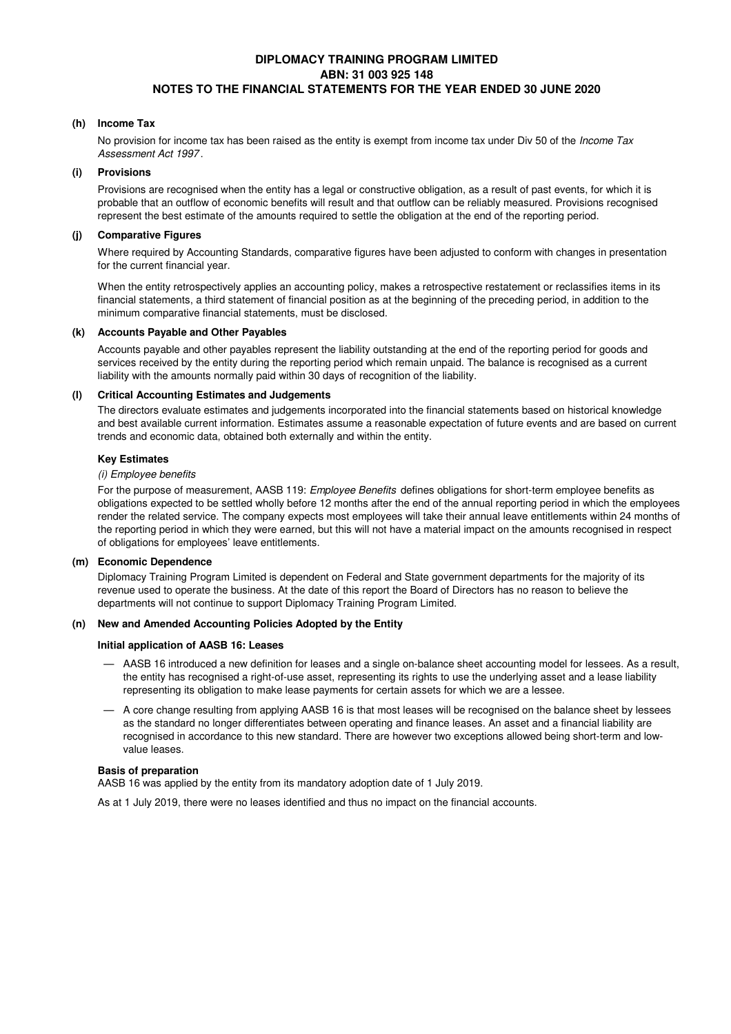**(h) Income Tax**

No provision for income tax has been raised as the entity is exempt from income tax under Div 50 of the *Income Tax Assessment Act 1997*.

**(i) Provisions**

Provisions are recognised when the entity has a legal or constructive obligation, as a result of past events, for which it is probable that an outflow of economic benefits will result and that outflow can be reliably measured. Provisions recognised represent the best estimate of the amounts required to settle the obligation at the end of the reporting period.

**(j) Comparative Figures**

Where required by Accounting Standards, comparative figures have been adjusted to conform with changes in presentation for the current financial year.

When the entity retrospectively applies an accounting policy, makes a retrospective restatement or reclassifies items in its financial statements, a third statement of financial position as at the beginning of the preceding period, in addition to the minimum comparative financial statements, must be disclosed.

**(k) Accounts Payable and Other Payables**

Accounts payable and other payables represent the liability outstanding at the end of the reporting period for goods and services received by the entity during the reporting period which remain unpaid. The balance is recognised as a current liability with the amounts normally paid within 30 days of recognition of the liability.

**(l) Critical Accounting Estimates and Judgements**

The directors evaluate estimates and judgements incorporated into the financial statements based on historical knowledge and best available current information. Estimates assume a reasonable expectation of future events and are based on current trends and economic data, obtained both externally and within the entity.

**Key Estimates**

*(i) Employee benefits*

For the purpose of measurement, AASB 119: *Employee Benefits* defines obligations for short-term employee benefits as obligations expected to be settled wholly before 12 months after the end of the annual reporting period in which the employees render the related service. The company expects most employees will take their annual leave entitlements within 24 months of the reporting period in which they were earned, but this will not have a material impact on the amounts recognised in respect of obligations for employees' leave entitlements.

**(m) Economic Dependence**

Diplomacy Training Program Limited is dependent on Federal and State government departments for the majority of its revenue used to operate the business. At the date of this report the Board of Directors has no reason to believe the departments will not continue to support Diplomacy Training Program Limited.

**(n) New and Amended Accounting Policies Adopted by the Entity**

**Initial application of AASB 16: Leases**

- AASB 16 introduced a new definition for leases and a single on-balance sheet accounting model for lessees. As a result, the entity has recognised a right-of-use asset, representing its rights to use the underlying asset and a lease liability representing its obligation to make lease payments for certain assets for which we are a lessee.
- A core change resulting from applying AASB 16 is that most leases will be recognised on the balance sheet by lessees as the standard no longer differentiates between operating and finance leases. An asset and a financial liability are recognised in accordance to this new standard. There are however two exceptions allowed being short-term and low-value leases.

**Basis of preparation**

AASB 16 was applied by the entity from its mandatory adoption date of 1 July 2019.

As at 1 July 2019, there were no leases identified and thus no impact on the financial accounts.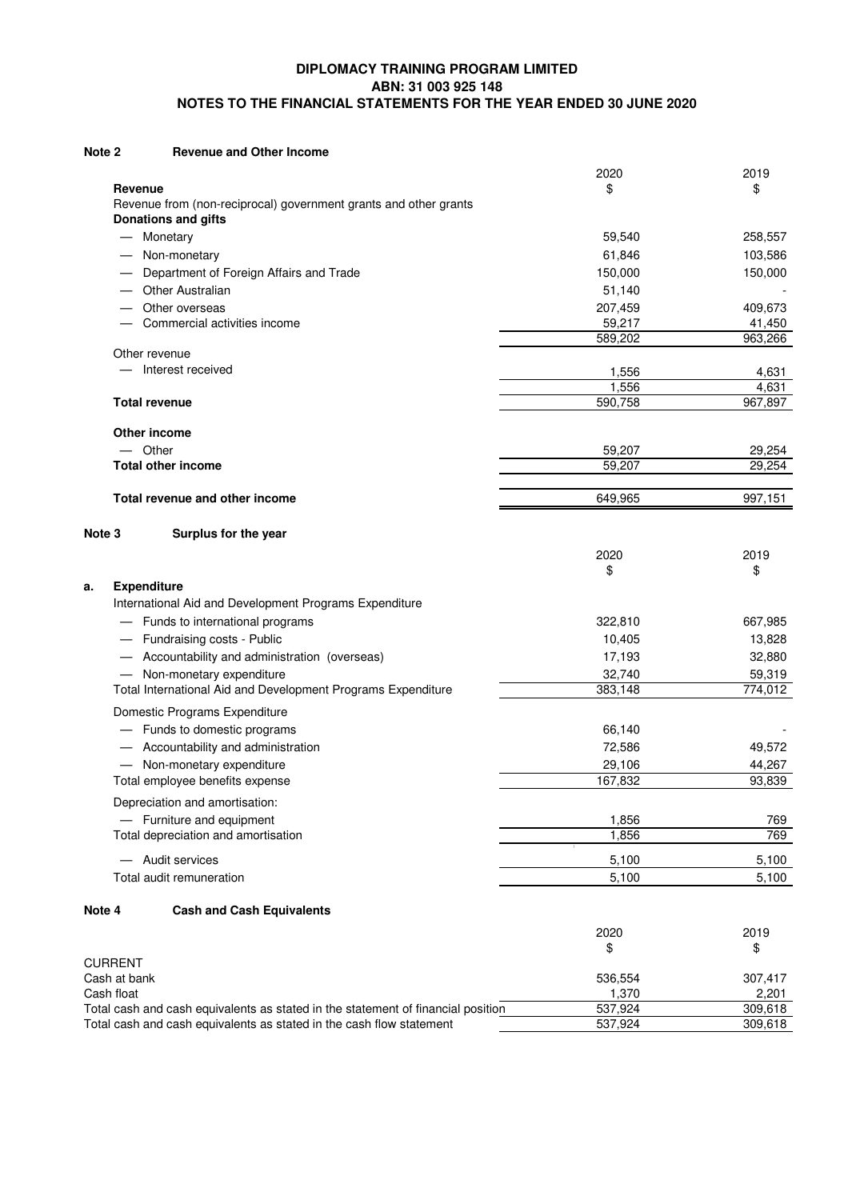# DIPLOMACY TRAINING PROGRAM LIMITED
## ABN: 31 003 925 148
## NOTES TO THE FINANCIAL STATEMENTS FOR THE YEAR ENDED 30 JUNE 2020

### Note 2 Revenue and Other Income

| | 2020 | 2019 |
|---|---|---|
| **Revenue** | $ | $ |
| Revenue from (non-reciprocal) government grants and other grants | | |
| **Donations and gifts** | | |
| — Monetary | 59,540 | 258,557 |
| — Non-monetary | 61,846 | 103,586 |
| — Department of Foreign Affairs and Trade | 150,000 | 150,000 |
| — Other Australian | 51,140 | - |
| — Other overseas | 207,459 | 409,673 |
| — Commercial activities income | 59,217 | 41,450 |
| | 589,202 | 963,266 |
| Other revenue | | |
| — Interest received | 1,556 | 4,631 |
| | 1,556 | 4,631 |
| **Total revenue** | 590,758 | 967,897 |
| **Other income** | | |
| — Other | 59,207 | 29,254 |
| **Total other income** | 59,207 | 29,254 |
| **Total revenue and other income** | 649,965 | 997,151 |

### Note 3 Surplus for the year

| | 2020 | 2019 |
|---|---|---|
| | $ | $ |
| **a. Expenditure** | | |
| International Aid and Development Programs Expenditure | | |
| — Funds to international programs | 322,810 | 667,985 |
| — Fundraising costs - Public | 10,405 | 13,828 |
| — Accountability and administration (overseas) | 17,193 | 32,880 |
| — Non-monetary expenditure | 32,740 | 59,319 |
| Total International Aid and Development Programs Expenditure | 383,148 | 774,012 |
| Domestic Programs Expenditure | | |
| — Funds to domestic programs | 66,140 | - |
| — Accountability and administration | 72,586 | 49,572 |
| — Non-monetary expenditure | 29,106 | 44,267 |
| Total employee benefits expense | 167,832 | 93,839 |
| Depreciation and amortisation: | | |
| — Furniture and equipment | 1,856 | 769 |
| Total depreciation and amortisation | 1,856 | 769 |
| — Audit services | 5,100 | 5,100 |
| Total audit remuneration | 5,100 | 5,100 |

### Note 4 Cash and Cash Equivalents

| | 2020 | 2019 |
|---|---|---|
| | $ | $ |
| CURRENT | | |
| Cash at bank | 536,554 | 307,417 |
| Cash float | 1,370 | 2,201 |
| Total cash and cash equivalents as stated in the statement of financial position | 537,924 | 309,618 |
| Total cash and cash equivalents as stated in the cash flow statement | 537,924 | 309,618 |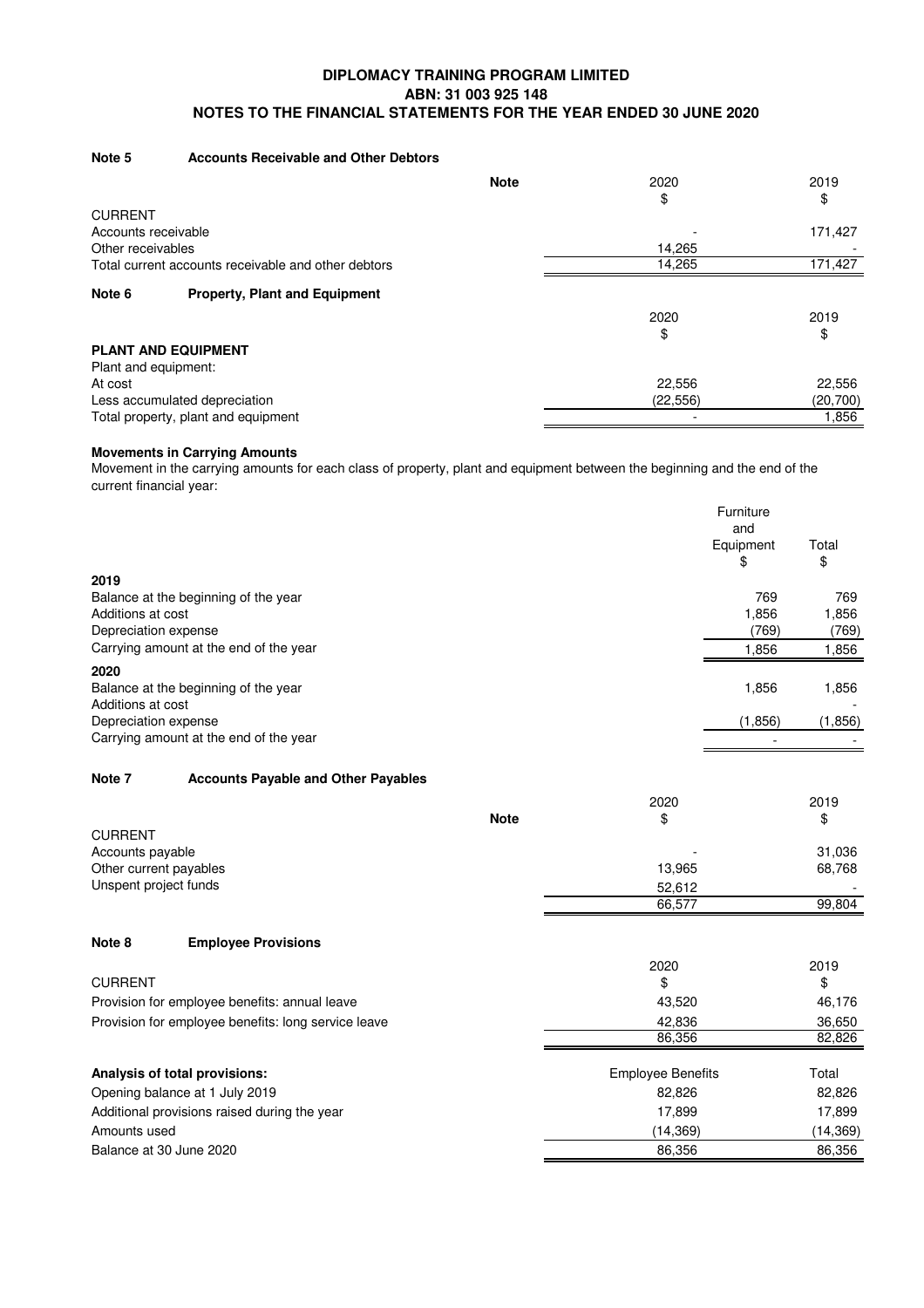# DIPLOMACY TRAINING PROGRAM LIMITED
## ABN: 31 003 925 148
## NOTES TO THE FINANCIAL STATEMENTS FOR THE YEAR ENDED 30 JUNE 2020

### Note 5 Accounts Receivable and Other Debtors

| | Note | 2020<br>$ | 2019<br>$ |
|---|---|---|---|
| CURRENT | | | |
| Accounts receivable | | - | 171,427 |
| Other receivables | | 14,265 | - |
| Total current accounts receivable and other debtors | | 14,265 | 171,427 |

### Note 6 Property, Plant and Equipment

| | 2020<br>$ | 2019<br>$ |
|---|---|---|
| **PLANT AND EQUIPMENT** | | |
| Plant and equipment: | | |
| At cost | 22,556 | 22,556 |
| Less accumulated depreciation | (22,556) | (20,700) |
| Total property, plant and equipment | - | 1,856 |

**Movements in Carrying Amounts**

Movement in the carrying amounts for each class of property, plant and equipment between the beginning and the end of the current financial year:

| | Furniture and Equipment<br>$ | Total<br>$ |
|---|---|---|
| **2019** | | |
| Balance at the beginning of the year | 769 | 769 |
| Additions at cost | 1,856 | 1,856 |
| Depreciation expense | (769) | (769) |
| Carrying amount at the end of the year | 1,856 | 1,856 |
| **2020** | | |
| Balance at the beginning of the year | 1,856 | 1,856 |
| Additions at cost | | - |
| Depreciation expense | (1,856) | (1,856) |
| Carrying amount at the end of the year | - | - |

### Note 7 Accounts Payable and Other Payables

| | Note | 2020<br>$ | 2019<br>$ |
|---|---|---|---|
| CURRENT | | | |
| Accounts payable | | - | 31,036 |
| Other current payables | | 13,965 | 68,768 |
| Unspent project funds | | 52,612 | - |
| | | 66,577 | 99,804 |

### Note 8 Employee Provisions

| | 2020<br>$ | 2019<br>$ |
|---|---|---|
| CURRENT | | |
| Provision for employee benefits: annual leave | 43,520 | 46,176 |
| Provision for employee benefits: long service leave | 42,836 | 36,650 |
| | 86,356 | 82,826 |

| **Analysis of total provisions:** | Employee Benefits | Total |
|---|---|---|
| Opening balance at 1 July 2019 | 82,826 | 82,826 |
| Additional provisions raised during the year | 17,899 | 17,899 |
| Amounts used | (14,369) | (14,369) |
| Balance at 30 June 2020 | 86,356 | 86,356 |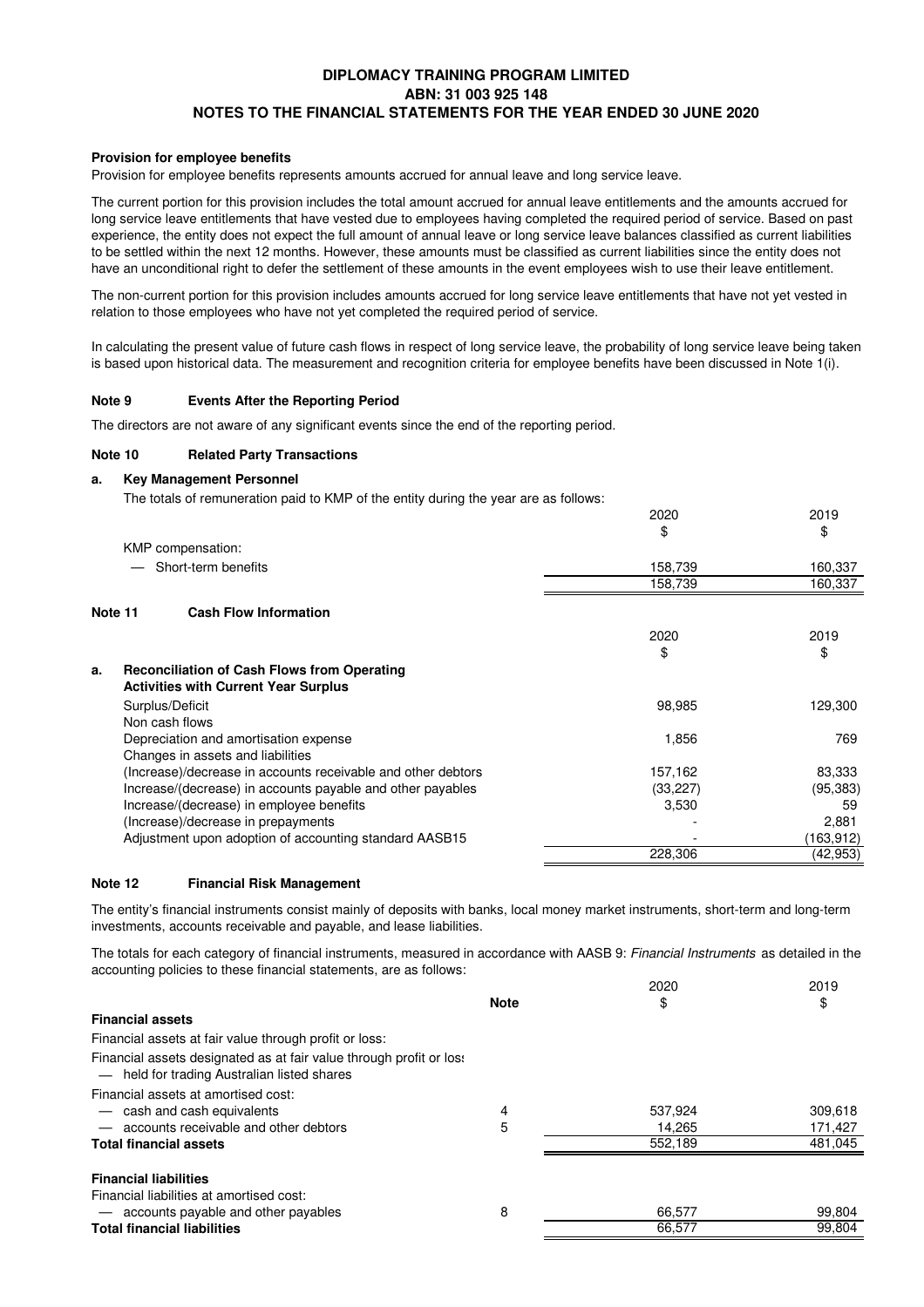**DIPLOMACY TRAINING PROGRAM LIMITED**
**ABN: 31 003 925 148**
**NOTES TO THE FINANCIAL STATEMENTS FOR THE YEAR ENDED 30 JUNE 2020**

**Provision for employee benefits**

Provision for employee benefits represents amounts accrued for annual leave and long service leave.

The current portion for this provision includes the total amount accrued for annual leave entitlements and the amounts accrued for long service leave entitlements that have vested due to employees having completed the required period of service. Based on past experience, the entity does not expect the full amount of annual leave or long service leave balances classified as current liabilities to be settled within the next 12 months. However, these amounts must be classified as current liabilities since the entity does not have an unconditional right to defer the settlement of these amounts in the event employees wish to use their leave entitlement.

The non-current portion for this provision includes amounts accrued for long service leave entitlements that have not yet vested in relation to those employees who have not yet completed the required period of service.

In calculating the present value of future cash flows in respect of long service leave, the probability of long service leave being taken is based upon historical data. The measurement and recognition criteria for employee benefits have been discussed in Note 1(i).

## Note 9 Events After the Reporting Period

The directors are not aware of any significant events since the end of the reporting period.

## Note 10 Related Party Transactions

### a. Key Management Personnel

The totals of remuneration paid to KMP of the entity during the year are as follows:

| | 2020 $ | 2019 $ |
|---|---|---|
| KMP compensation: | | |
| — Short-term benefits | 158,739 | 160,337 |
| | 158,739 | 160,337 |

## Note 11 Cash Flow Information

| | 2020 $ | 2019 $ |
|---|---|---|
| **a. Reconciliation of Cash Flows from Operating Activities with Current Year Surplus** | | |
| Surplus/Deficit | 98,985 | 129,300 |
| Non cash flows | | |
| Depreciation and amortisation expense | 1,856 | 769 |
| Changes in assets and liabilities | | |
| (Increase)/decrease in accounts receivable and other debtors | 157,162 | 83,333 |
| Increase/(decrease) in accounts payable and other payables | (33,227) | (95,383) |
| Increase/(decrease) in employee benefits | 3,530 | 59 |
| (Increase)/decrease in prepayments | - | 2,881 |
| Adjustment upon adoption of accounting standard AASB15 | - | (163,912) |
| | 228,306 | (42,953) |

## Note 12 Financial Risk Management

The entity's financial instruments consist mainly of deposits with banks, local money market instruments, short-term and long-term investments, accounts receivable and payable, and lease liabilities.

The totals for each category of financial instruments, measured in accordance with AASB 9: *Financial Instruments* as detailed in the accounting policies to these financial statements, are as follows:

| | Note | 2020 $ | 2019 $ |
|---|---|---|---|
| **Financial assets** | | | |
| Financial assets at fair value through profit or loss: | | | |
| Financial assets designated as at fair value through profit or loss — held for trading Australian listed shares | | | |
| Financial assets at amortised cost: | | | |
| — cash and cash equivalents | 4 | 537,924 | 309,618 |
| — accounts receivable and other debtors | 5 | 14,265 | 171,427 |
| **Total financial assets** | | 552,189 | 481,045 |
| **Financial liabilities** | | | |
| Financial liabilities at amortised cost: | | | |
| — accounts payable and other payables | 8 | 66,577 | 99,804 |
| **Total financial liabilities** | | 66,577 | 99,804 |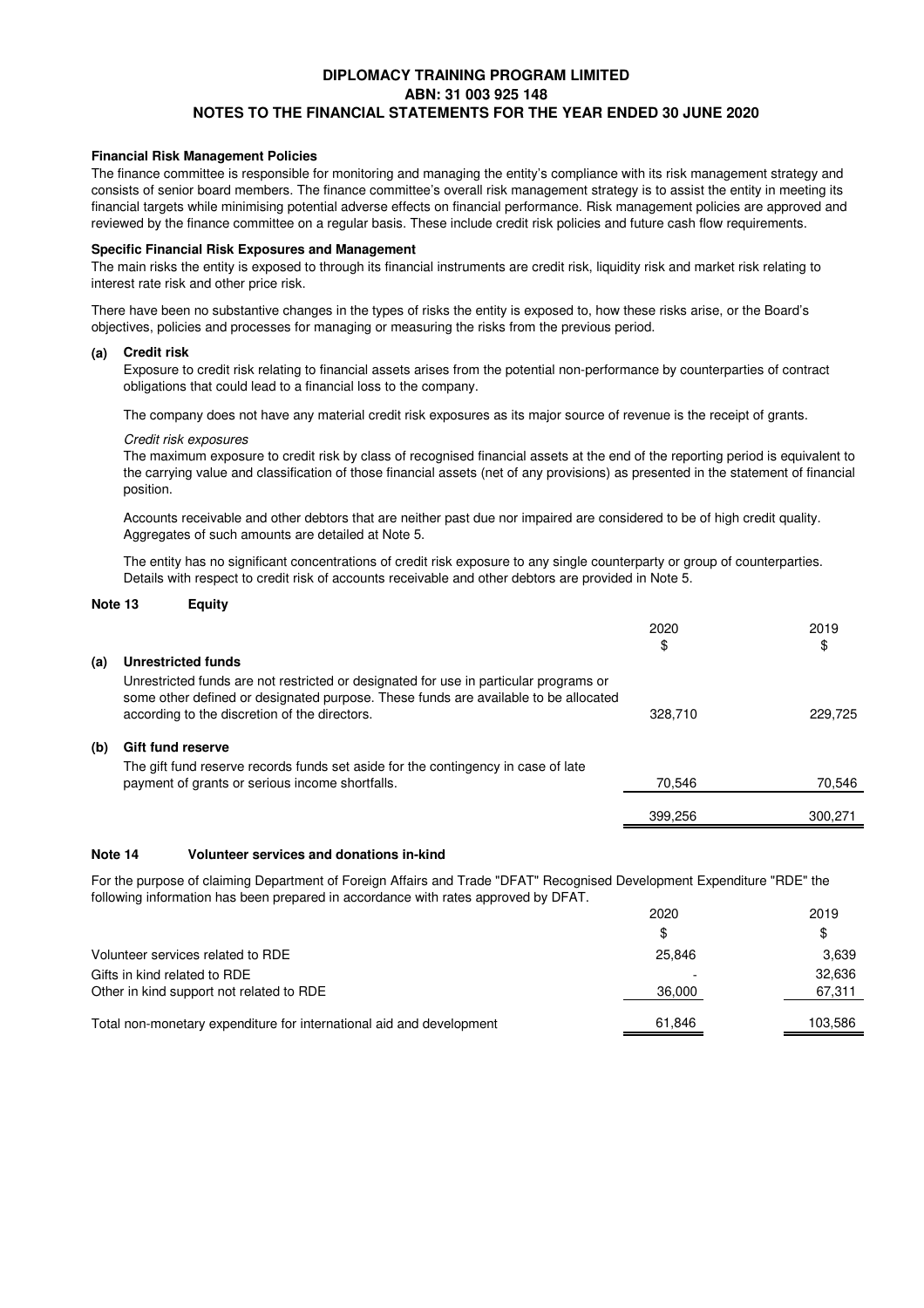**Financial Risk Management Policies**

The finance committee is responsible for monitoring and managing the entity's compliance with its risk management strategy and consists of senior board members. The finance committee's overall risk management strategy is to assist the entity in meeting its financial targets while minimising potential adverse effects on financial performance. Risk management policies are approved and reviewed by the finance committee on a regular basis. These include credit risk policies and future cash flow requirements.

**Specific Financial Risk Exposures and Management**

The main risks the entity is exposed to through its financial instruments are credit risk, liquidity risk and market risk relating to interest rate risk and other price risk.

There have been no substantive changes in the types of risks the entity is exposed to, how these risks arise, or the Board's objectives, policies and processes for managing or measuring the risks from the previous period.

**(a) Credit risk**

Exposure to credit risk relating to financial assets arises from the potential non-performance by counterparties of contract obligations that could lead to a financial loss to the company.

The company does not have any material credit risk exposures as its major source of revenue is the receipt of grants.

*Credit risk exposures*

The maximum exposure to credit risk by class of recognised financial assets at the end of the reporting period is equivalent to the carrying value and classification of those financial assets (net of any provisions) as presented in the statement of financial position.

Accounts receivable and other debtors that are neither past due nor impaired are considered to be of high credit quality. Aggregates of such amounts are detailed at Note 5.

The entity has no significant concentrations of credit risk exposure to any single counterparty or group of counterparties. Details with respect to credit risk of accounts receivable and other debtors are provided in Note 5.

## Note 13 Equity

| | 2020 | 2019 |
|---|---|---|
| | $ | $ |
| **(a) Unrestricted funds** | | |
| Unrestricted funds are not restricted or designated for use in particular programs or some other defined or designated purpose. These funds are available to be allocated according to the discretion of the directors. | 328,710 | 229,725 |
| **(b) Gift fund reserve** | | |
| The gift fund reserve records funds set aside for the contingency in case of late payment of grants or serious income shortfalls. | 70,546 | 70,546 |
| | 399,256 | 300,271 |

## Note 14 Volunteer services and donations in-kind

For the purpose of claiming Department of Foreign Affairs and Trade "DFAT" Recognised Development Expenditure "RDE" the following information has been prepared in accordance with rates approved by DFAT.

| | 2020 | 2019 |
|---|---|---|
| | $ | $ |
| Volunteer services related to RDE | 25,846 | 3,639 |
| Gifts in kind related to RDE | - | 32,636 |
| Other in kind support not related to RDE | 36,000 | 67,311 |
| Total non-monetary expenditure for international aid and development | 61,846 | 103,586 |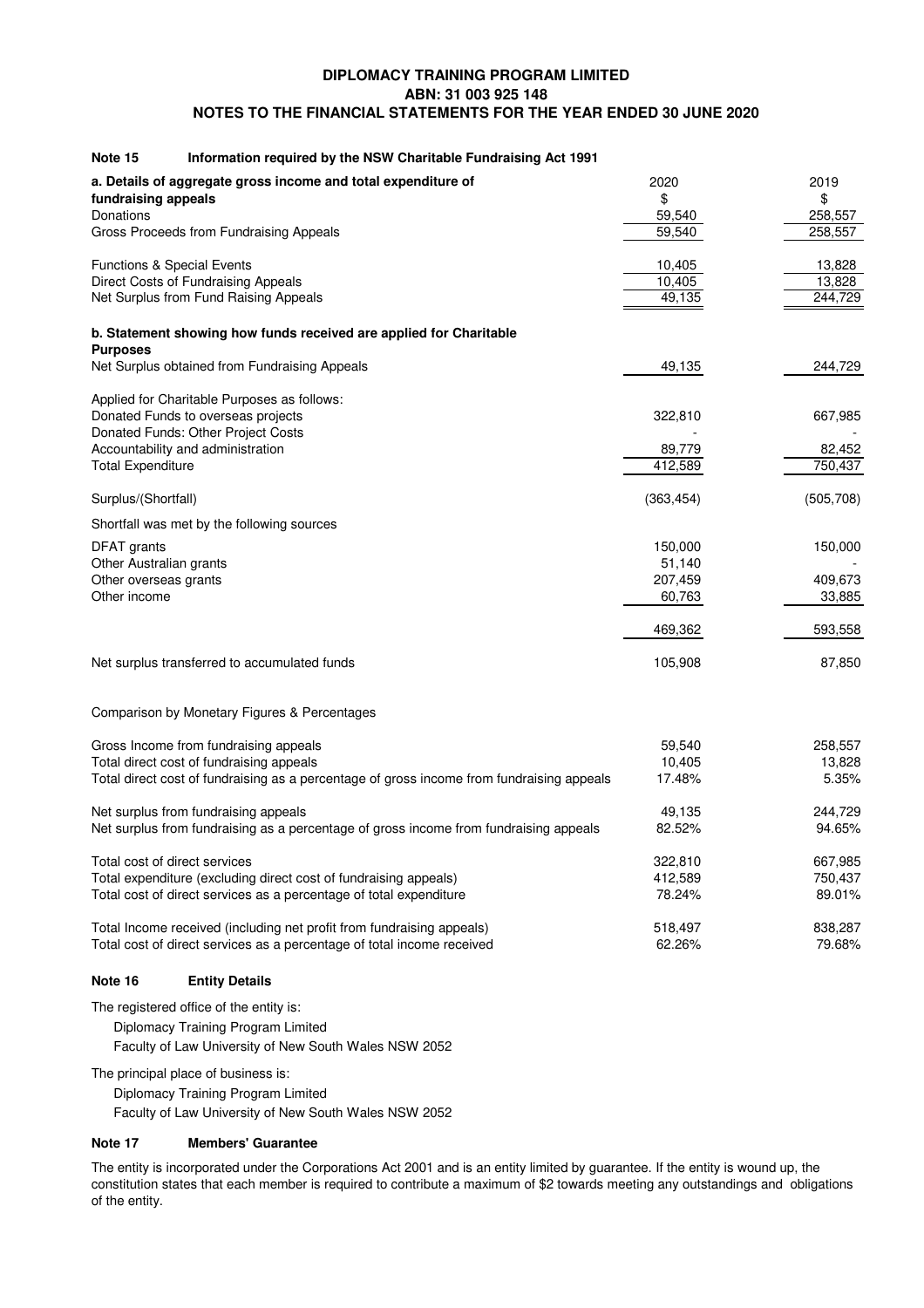# DIPLOMACY TRAINING PROGRAM LIMITED
## ABN: 31 003 925 148
## NOTES TO THE FINANCIAL STATEMENTS FOR THE YEAR ENDED 30 JUNE 2020

### Note 15 Information required by the NSW Charitable Fundraising Act 1991

| | 2020 | 2019 |
|---|---|---|
| **a. Details of aggregate gross income and total expenditure of fundraising appeals** | $ | $ |
| Donations | 59,540 | 258,557 |
| Gross Proceeds from Fundraising Appeals | 59,540 | 258,557 |
| | | |
| Functions & Special Events | 10,405 | 13,828 |
| Direct Costs of Fundraising Appeals | 10,405 | 13,828 |
| Net Surplus from Fund Raising Appeals | 49,135 | 244,729 |
| | | |
| **b. Statement showing how funds received are applied for Charitable Purposes** | | |
| Net Surplus obtained from Fundraising Appeals | 49,135 | 244,729 |
| | | |
| Applied for Charitable Purposes as follows: | | |
| Donated Funds to overseas projects | 322,810 | 667,985 |
| Donated Funds: Other Project Costs | - | - |
| Accountability and administration | 89,779 | 82,452 |
| Total Expenditure | 412,589 | 750,437 |
| | | |
| Surplus/(Shortfall) | (363,454) | (505,708) |
| Shortfall was met by the following sources | | |
| DFAT grants | 150,000 | 150,000 |
| Other Australian grants | 51,140 | - |
| Other overseas grants | 207,459 | 409,673 |
| Other income | 60,763 | 33,885 |
| | 469,362 | 593,558 |
| | | |
| Net surplus transferred to accumulated funds | 105,908 | 87,850 |

Comparison by Monetary Figures & Percentages

| | 2020 | 2019 |
|---|---|---|
| Gross Income from fundraising appeals | 59,540 | 258,557 |
| Total direct cost of fundraising appeals | 10,405 | 13,828 |
| Total direct cost of fundraising as a percentage of gross income from fundraising appeals | 17.48% | 5.35% |
| | | |
| Net surplus from fundraising appeals | 49,135 | 244,729 |
| Net surplus from fundraising as a percentage of gross income from fundraising appeals | 82.52% | 94.65% |
| | | |
| Total cost of direct services | 322,810 | 667,985 |
| Total expenditure (excluding direct cost of fundraising appeals) | 412,589 | 750,437 |
| Total cost of direct services as a percentage of total expenditure | 78.24% | 89.01% |
| | | |
| Total Income received (including net profit from fundraising appeals) | 518,497 | 838,287 |
| Total cost of direct services as a percentage of total income received | 62.26% | 79.68% |

### Note 16 Entity Details

The registered office of the entity is:

Diplomacy Training Program Limited
Faculty of Law University of New South Wales NSW 2052

The principal place of business is:

Diplomacy Training Program Limited
Faculty of Law University of New South Wales NSW 2052

### Note 17 Members' Guarantee

The entity is incorporated under the Corporations Act 2001 and is an entity limited by guarantee. If the entity is wound up, the constitution states that each member is required to contribute a maximum of $2 towards meeting any outstandings and obligations of the entity.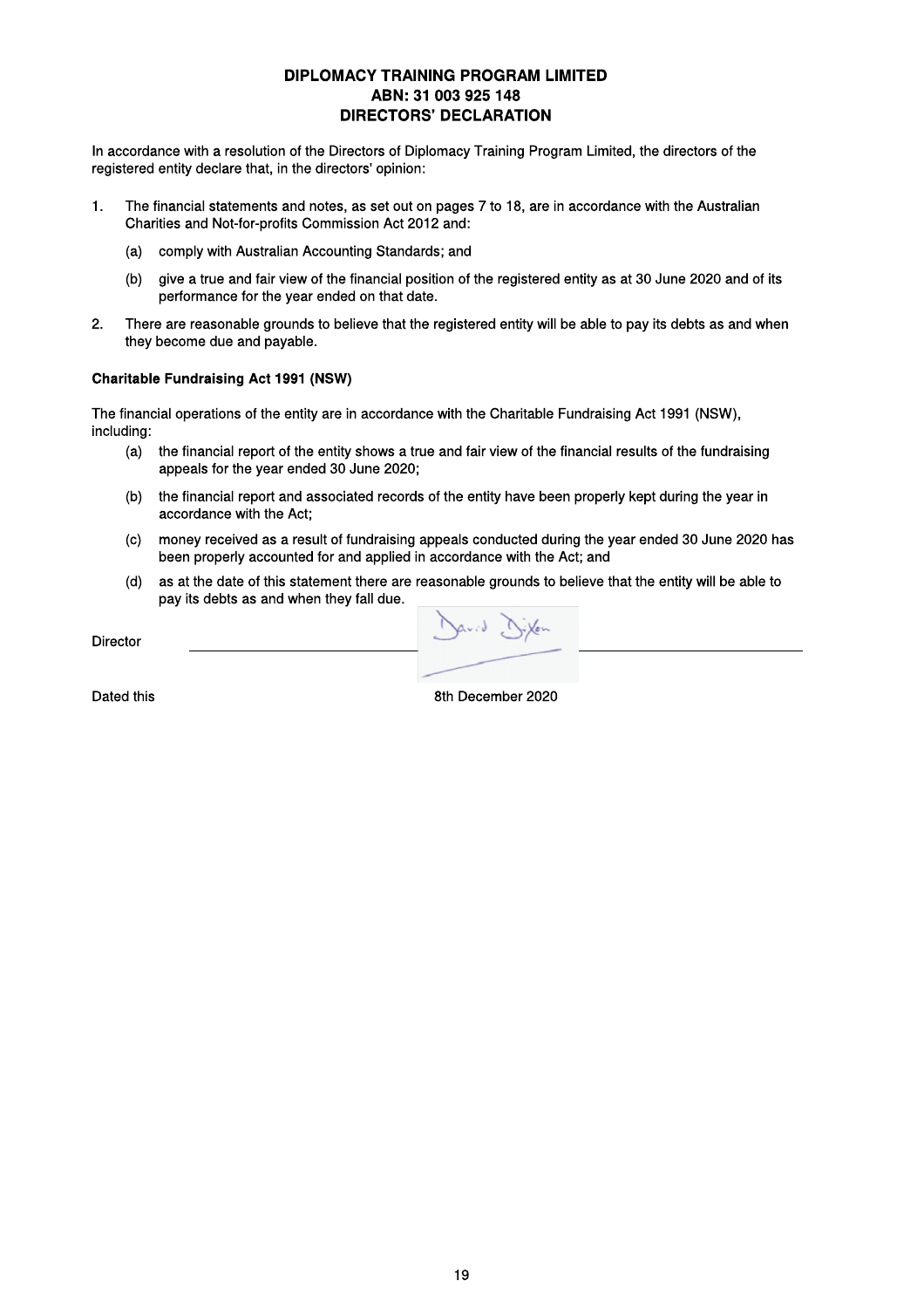**DIPLOMACY TRAINING PROGRAM LIMITED**
**ABN: 31 003 925 148**
**DIRECTORS' DECLARATION**

In accordance with a resolution of the Directors of Diplomacy Training Program Limited, the directors of the registered entity declare that, in the directors' opinion:

1. The financial statements and notes, as set out on pages 7 to 18, are in accordance with the Australian Charities and Not-for-profits Commission Act 2012 and:

   (a) comply with Australian Accounting Standards; and

   (b) give a true and fair view of the financial position of the registered entity as at 30 June 2020 and of its performance for the year ended on that date.

2. There are reasonable grounds to believe that the registered entity will be able to pay its debts as and when they become due and payable.

**Charitable Fundraising Act 1991 (NSW)**

The financial operations of the entity are in accordance with the Charitable Fundraising Act 1991 (NSW), including:

(a) the financial report of the entity shows a true and fair view of the financial results of the fundraising appeals for the year ended 30 June 2020;

(b) the financial report and associated records of the entity have been properly kept during the year in accordance with the Act;

(c) money received as a result of fundraising appeals conducted during the year ended 30 June 2020 has been properly accounted for and applied in accordance with the Act; and

(d) as at the date of this statement there are reasonable grounds to believe that the entity will be able to pay its debts as and when they fall due.

Director ______________________________ David Dixon

Dated this 8th December 2020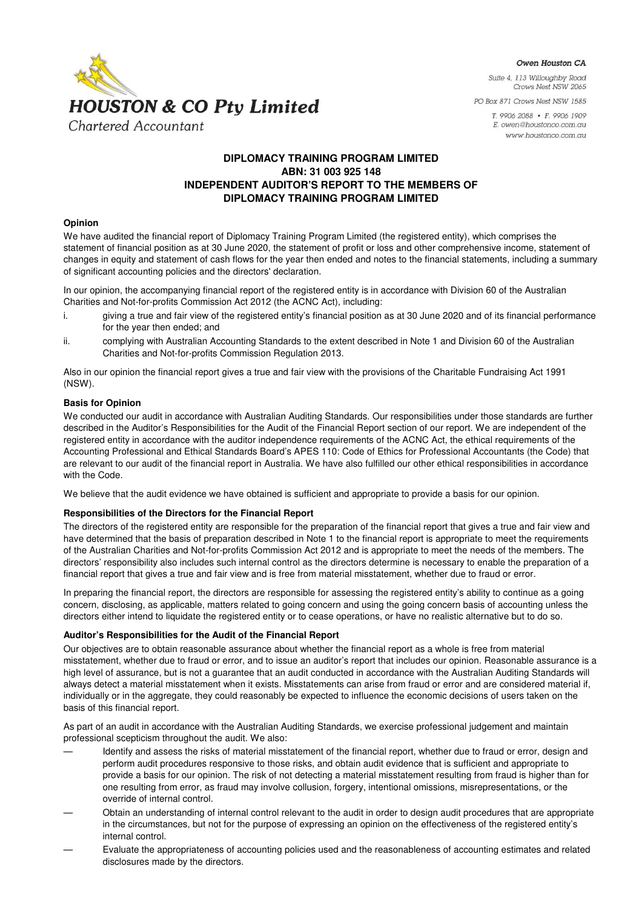**HOUSTON & CO Pty Limited**

Chartered Accountant

Owen Houston CA

Suite 4, 113 Willoughby Road
Crows Nest NSW 2065

PO Box 871 Crows Nest NSW 1585

T. 9906 2088 • F. 9906 1909
E. owen@houstonco.com.au
www.houstonco.com.au

# DIPLOMACY TRAINING PROGRAM LIMITED
# ABN: 31 003 925 148
# INDEPENDENT AUDITOR'S REPORT TO THE MEMBERS OF DIPLOMACY TRAINING PROGRAM LIMITED

**Opinion**

We have audited the financial report of Diplomacy Training Program Limited (the registered entity), which comprises the statement of financial position as at 30 June 2020, the statement of profit or loss and other comprehensive income, statement of changes in equity and statement of cash flows for the year then ended and notes to the financial statements, including a summary of significant accounting policies and the directors' declaration.

In our opinion, the accompanying financial report of the registered entity is in accordance with Division 60 of the Australian Charities and Not-for-profits Commission Act 2012 (the ACNC Act), including:

i. giving a true and fair view of the registered entity's financial position as at 30 June 2020 and of its financial performance for the year then ended; and

ii. complying with Australian Accounting Standards to the extent described in Note 1 and Division 60 of the Australian Charities and Not-for-profits Commission Regulation 2013.

Also in our opinion the financial report gives a true and fair view with the provisions of the Charitable Fundraising Act 1991 (NSW).

**Basis for Opinion**

We conducted our audit in accordance with Australian Auditing Standards. Our responsibilities under those standards are further described in the Auditor's Responsibilities for the Audit of the Financial Report section of our report. We are independent of the registered entity in accordance with the auditor independence requirements of the ACNC Act, the ethical requirements of the Accounting Professional and Ethical Standards Board's APES 110: Code of Ethics for Professional Accountants (the Code) that are relevant to our audit of the financial report in Australia. We have also fulfilled our other ethical responsibilities in accordance with the Code.

We believe that the audit evidence we have obtained is sufficient and appropriate to provide a basis for our opinion.

**Responsibilities of the Directors for the Financial Report**

The directors of the registered entity are responsible for the preparation of the financial report that gives a true and fair view and have determined that the basis of preparation described in Note 1 to the financial report is appropriate to meet the requirements of the Australian Charities and Not-for-profits Commission Act 2012 and is appropriate to meet the needs of the members. The directors' responsibility also includes such internal control as the directors determine is necessary to enable the preparation of a financial report that gives a true and fair view and is free from material misstatement, whether due to fraud or error.

In preparing the financial report, the directors are responsible for assessing the registered entity's ability to continue as a going concern, disclosing, as applicable, matters related to going concern and using the going concern basis of accounting unless the directors either intend to liquidate the registered entity or to cease operations, or have no realistic alternative but to do so.

**Auditor's Responsibilities for the Audit of the Financial Report**

Our objectives are to obtain reasonable assurance about whether the financial report as a whole is free from material misstatement, whether due to fraud or error, and to issue an auditor's report that includes our opinion. Reasonable assurance is a high level of assurance, but is not a guarantee that an audit conducted in accordance with the Australian Auditing Standards will always detect a material misstatement when it exists. Misstatements can arise from fraud or error and are considered material if, individually or in the aggregate, they could reasonably be expected to influence the economic decisions of users taken on the basis of this financial report.

As part of an audit in accordance with the Australian Auditing Standards, we exercise professional judgement and maintain professional scepticism throughout the audit. We also:

- Identify and assess the risks of material misstatement of the financial report, whether due to fraud or error, design and perform audit procedures responsive to those risks, and obtain audit evidence that is sufficient and appropriate to provide a basis for our opinion. The risk of not detecting a material misstatement resulting from fraud is higher than for one resulting from error, as fraud may involve collusion, forgery, intentional omissions, misrepresentations, or the override of internal control.
- Obtain an understanding of internal control relevant to the audit in order to design audit procedures that are appropriate in the circumstances, but not for the purpose of expressing an opinion on the effectiveness of the registered entity's internal control.
- Evaluate the appropriateness of accounting policies used and the reasonableness of accounting estimates and related disclosures made by the directors.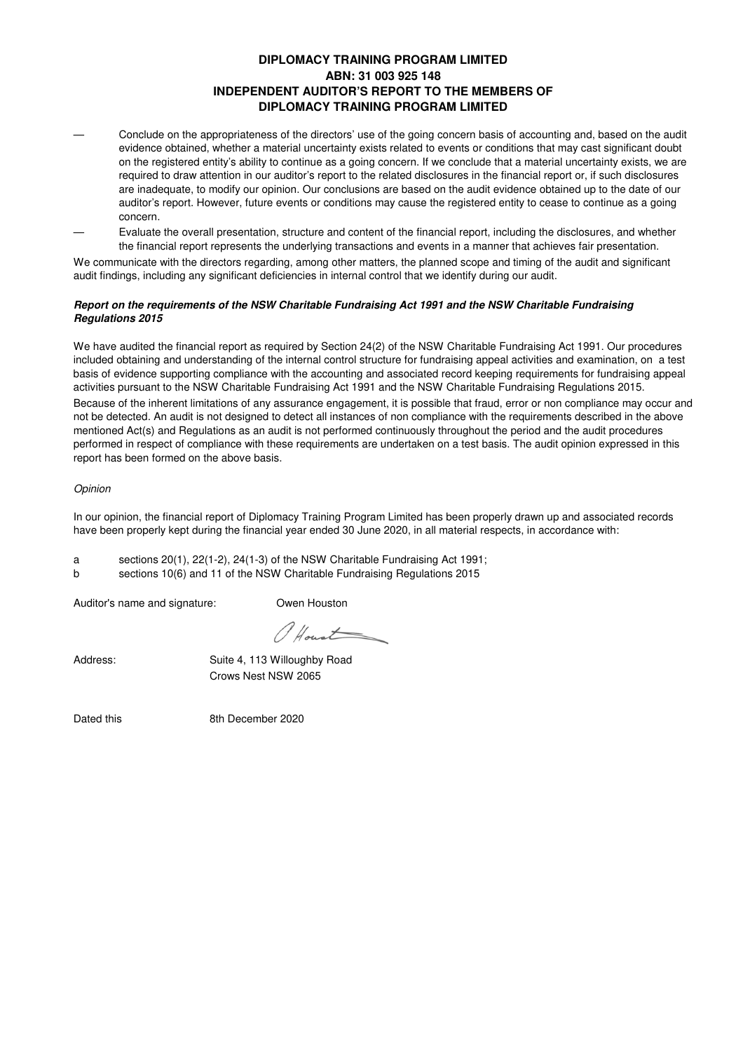**DIPLOMACY TRAINING PROGRAM LIMITED**
**ABN: 31 003 925 148**
**INDEPENDENT AUDITOR'S REPORT TO THE MEMBERS OF**
**DIPLOMACY TRAINING PROGRAM LIMITED**

- Conclude on the appropriateness of the directors' use of the going concern basis of accounting and, based on the audit evidence obtained, whether a material uncertainty exists related to events or conditions that may cast significant doubt on the registered entity's ability to continue as a going concern. If we conclude that a material uncertainty exists, we are required to draw attention in our auditor's report to the related disclosures in the financial report or, if such disclosures are inadequate, to modify our opinion. Our conclusions are based on the audit evidence obtained up to the date of our auditor's report. However, future events or conditions may cause the registered entity to cease to continue as a going concern.
- Evaluate the overall presentation, structure and content of the financial report, including the disclosures, and whether the financial report represents the underlying transactions and events in a manner that achieves fair presentation.

We communicate with the directors regarding, among other matters, the planned scope and timing of the audit and significant audit findings, including any significant deficiencies in internal control that we identify during our audit.

***Report on the requirements of the NSW Charitable Fundraising Act 1991 and the NSW Charitable Fundraising Regulations 2015***

We have audited the financial report as required by Section 24(2) of the NSW Charitable Fundraising Act 1991. Our procedures included obtaining and understanding of the internal control structure for fundraising appeal activities and examination, on a test basis of evidence supporting compliance with the accounting and associated record keeping requirements for fundraising appeal activities pursuant to the NSW Charitable Fundraising Act 1991 and the NSW Charitable Fundraising Regulations 2015.

Because of the inherent limitations of any assurance engagement, it is possible that fraud, error or non compliance may occur and not be detected. An audit is not designed to detect all instances of non compliance with the requirements described in the above mentioned Act(s) and Regulations as an audit is not performed continuously throughout the period and the audit procedures performed in respect of compliance with these requirements are undertaken on a test basis. The audit opinion expressed in this report has been formed on the above basis.

*Opinion*

In our opinion, the financial report of Diplomacy Training Program Limited has been properly drawn up and associated records have been properly kept during the financial year ended 30 June 2020, in all material respects, in accordance with:

a sections 20(1), 22(1-2), 24(1-3) of the NSW Charitable Fundraising Act 1991;
b sections 10(6) and 11 of the NSW Charitable Fundraising Regulations 2015

Auditor's name and signature: Owen Houston

Address: Suite 4, 113 Willoughby Road
Crows Nest NSW 2065

Dated this 8th December 2020